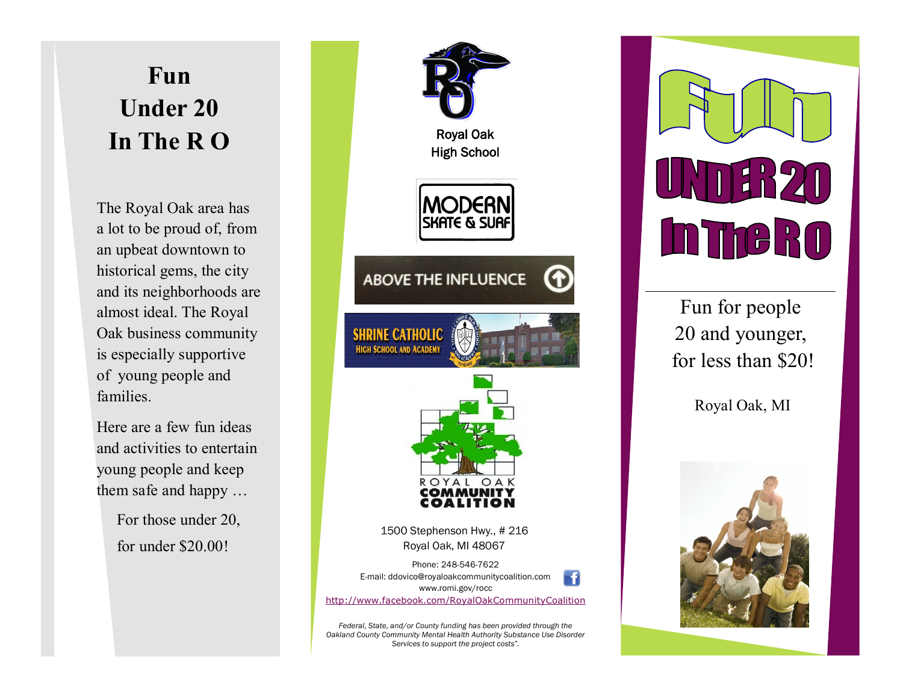# Fun Under 20 In The R O

The Royal Oak area has a lot to be proud of, from an upbeat downtown to historical gems, the city and its neighborhoods are almost ideal. The Royal Oak business community is especially supportive of young people and families.

Here are a few fun ideas and activities to entertain young people and keep them safe and happy …

For those under 20, for under $20.00!

Royal Oak High School

MODERN SKATE & SURF

ABOVE THE INFLUENCE

SHRINE CATHOLIC HIGH SCHOOL AND ACADEMY

ROYAL OAK COMMUNITY COALITION

1500 Stephenson Hwy., # 216
Royal Oak, MI 48067

Phone: 248-546-7622
E-mail: ddovico@royaloakcommunitycoalition.com
www.romi.gov/rocc
http://www.facebook.com/RoyalOakCommunityCoalition

*Federal, State, and/or County funding has been provided through the Oakland County Community Mental Health Authority Substance Use Disorder Services to support the project costs".*

# Fun UNDER 20 In The R O

Fun for people 20 and younger, for less than $20!

Royal Oak, MI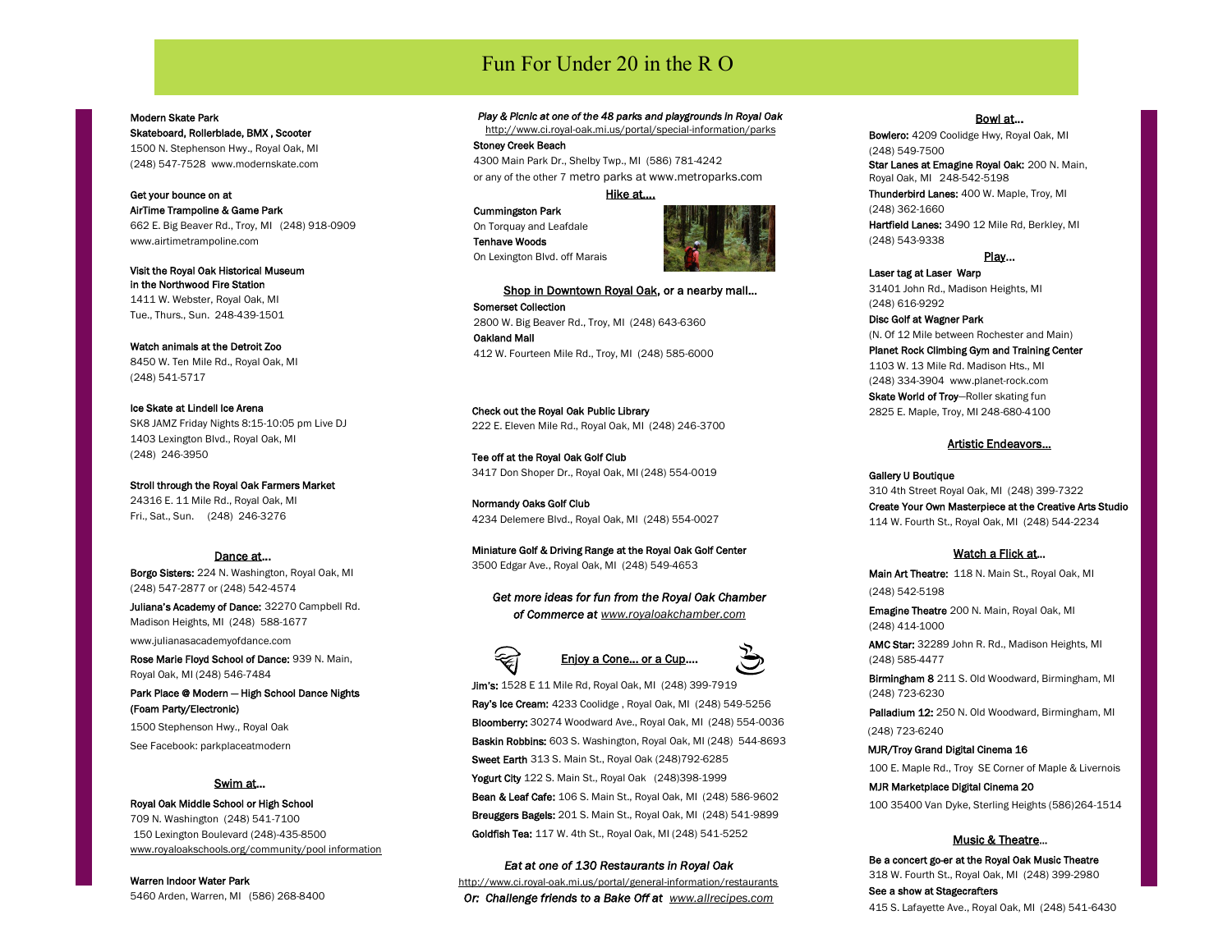# Fun For Under 20 in the R O

**Modern Skate Park**
**Skateboard, Rollerblade, BMX , Scooter**
1500 N. Stephenson Hwy., Royal Oak, MI
(248) 547-7528 www.modernskate.com

**Get your bounce on at**
**AirTime Trampoline & Game Park**
662 E. Big Beaver Rd., Troy, MI (248) 918-0909
www.airtimetrampoline.com

**Visit the Royal Oak Historical Museum**
**in the Northwood Fire Station**
1411 W. Webster, Royal Oak, MI
Tue., Thurs., Sun. 248-439-1501

**Watch animals at the Detroit Zoo**
8450 W. Ten Mile Rd., Royal Oak, MI
(248) 541-5717

**Ice Skate at Lindell Ice Arena**
SK8 JAMZ Friday Nights 8:15-10:05 pm Live DJ
1403 Lexington Blvd., Royal Oak, MI
(248) 246-3950

**Stroll through the Royal Oak Farmers Market**
24316 E. 11 Mile Rd., Royal Oak, MI
Fri., Sat., Sun. (248) 246-3276

## Dance at…

**Borgo Sisters:** 224 N. Washington, Royal Oak, MI
(248) 547-2877 or (248) 542-4574

**Juliana's Academy of Dance:** 32270 Campbell Rd.
Madison Heights, MI (248) 588-1677
www.julianasacademyofdance.com

**Rose Marie Floyd School of Dance:** 939 N. Main,
Royal Oak, MI (248) 546-7484

**Park Place @ Modern — High School Dance Nights (Foam Party/Electronic)**
1500 Stephenson Hwy., Royal Oak
See Facebook: parkplaceatmodern

## Swim at…

**Royal Oak Middle School or High School**
709 N. Washington (248) 541-7100
150 Lexington Boulevard (248)-435-8500
www.royaloakschools.org/community/pool information

**Warren Indoor Water Park**
5460 Arden, Warren, MI (586) 268-8400

***Play & Picnic at one of the 48 parks and playgrounds in Royal Oak***
http://www.ci.royal-oak.mi.us/portal/special-information/parks

**Stoney Creek Beach**
4300 Main Park Dr., Shelby Twp., MI (586) 781-4242
or any of the other 7 metro parks at www.metroparks.com

## Hike at….

**Cummingston Park**
On Torquay and Leafdale
**Tenhave Woods**
On Lexington Blvd. off Marais

## Shop in Downtown Royal Oak, or a nearby mall…

**Somerset Collection**
2800 W. Big Beaver Rd., Troy, MI (248) 643-6360
**Oakland Mall**
412 W. Fourteen Mile Rd., Troy, MI (248) 585-6000

**Check out the Royal Oak Public Library**
222 E. Eleven Mile Rd., Royal Oak, MI (248) 246-3700

**Tee off at the Royal Oak Golf Club**
3417 Don Shoper Dr., Royal Oak, MI (248) 554-0019

**Normandy Oaks Golf Club**
4234 Delemere Blvd., Royal Oak, MI (248) 554-0027

**Miniature Golf & Driving Range at the Royal Oak Golf Center**
3500 Edgar Ave., Royal Oak, MI (248) 549-4653

*Get more ideas for fun from the Royal Oak Chamber of Commerce at www.royaloakchamber.com*

## Enjoy a Cone… or a Cup….

**Jim's:** 1528 E 11 Mile Rd, Royal Oak, MI (248) 399-7919
**Ray's Ice Cream:** 4233 Coolidge , Royal Oak, MI (248) 549-5256
**Bloomberry:** 30274 Woodward Ave., Royal Oak, MI (248) 554-0036
**Baskin Robbins:** 603 S. Washington, Royal Oak, MI (248) 544-8693
**Sweet Earth** 313 S. Main St., Royal Oak (248)792-6285
**Yogurt City** 122 S. Main St., Royal Oak (248)398-1999
**Bean & Leaf Cafe:** 106 S. Main St., Royal Oak, MI (248) 586-9602
**Breuggers Bagels:** 201 S. Main St., Royal Oak, MI (248) 541-9899
**Goldfish Tea:** 117 W. 4th St., Royal Oak, MI (248) 541-5252

*Eat at one of 130 Restaurants in Royal Oak*
http://www.ci.royal-oak.mi.us/portal/general-information/restaurants
*Or: Challenge friends to a Bake Off at www.allrecipes.com*

## Bowl at…

**Bowlero:** 4209 Coolidge Hwy, Royal Oak, MI
(248) 549-7500
**Star Lanes at Emagine Royal Oak:** 200 N. Main,
Royal Oak, MI 248-542-5198
**Thunderbird Lanes:** 400 W. Maple, Troy, MI
(248) 362-1660
**Hartfield Lanes:** 3490 12 Mile Rd, Berkley, MI
(248) 543-9338

## Play…

**Laser tag at Laser Warp**
31401 John Rd., Madison Heights, MI
(248) 616-9292
**Disc Golf at Wagner Park**
(N. Of 12 Mile between Rochester and Main)
**Planet Rock Climbing Gym and Training Center**
1103 W. 13 Mile Rd. Madison Hts., MI
(248) 334-3904 www.planet-rock.com
**Skate World of Troy**—Roller skating fun
2825 E. Maple, Troy, MI 248-680-4100

## Artistic Endeavors…

**Gallery U Boutique**
310 4th Street Royal Oak, MI (248) 399-7322
**Create Your Own Masterpiece at the Creative Arts Studio**
114 W. Fourth St., Royal Oak, MI (248) 544-2234

## Watch a Flick at…

**Main Art Theatre:** 118 N. Main St., Royal Oak, MI
(248) 542-5198

**Emagine Theatre** 200 N. Main, Royal Oak, MI
(248) 414-1000

**AMC Star:** 32289 John R. Rd., Madison Heights, MI
(248) 585-4477

**Birmingham 8** 211 S. Old Woodward, Birmingham, MI
(248) 723-6230

**Palladium 12:** 250 N. Old Woodward, Birmingham, MI
(248) 723-6240

**MJR/Troy Grand Digital Cinema 16**
100 E. Maple Rd., Troy SE Corner of Maple & Livernois

**MJR Marketplace Digital Cinema 20**
100 35400 Van Dyke, Sterling Heights (586)264-1514

## Music & Theatre…

**Be a concert go-er at the Royal Oak Music Theatre**
318 W. Fourth St., Royal Oak, MI (248) 399-2980
**See a show at Stagecrafters**
415 S. Lafayette Ave., Royal Oak, MI (248) 541-6430